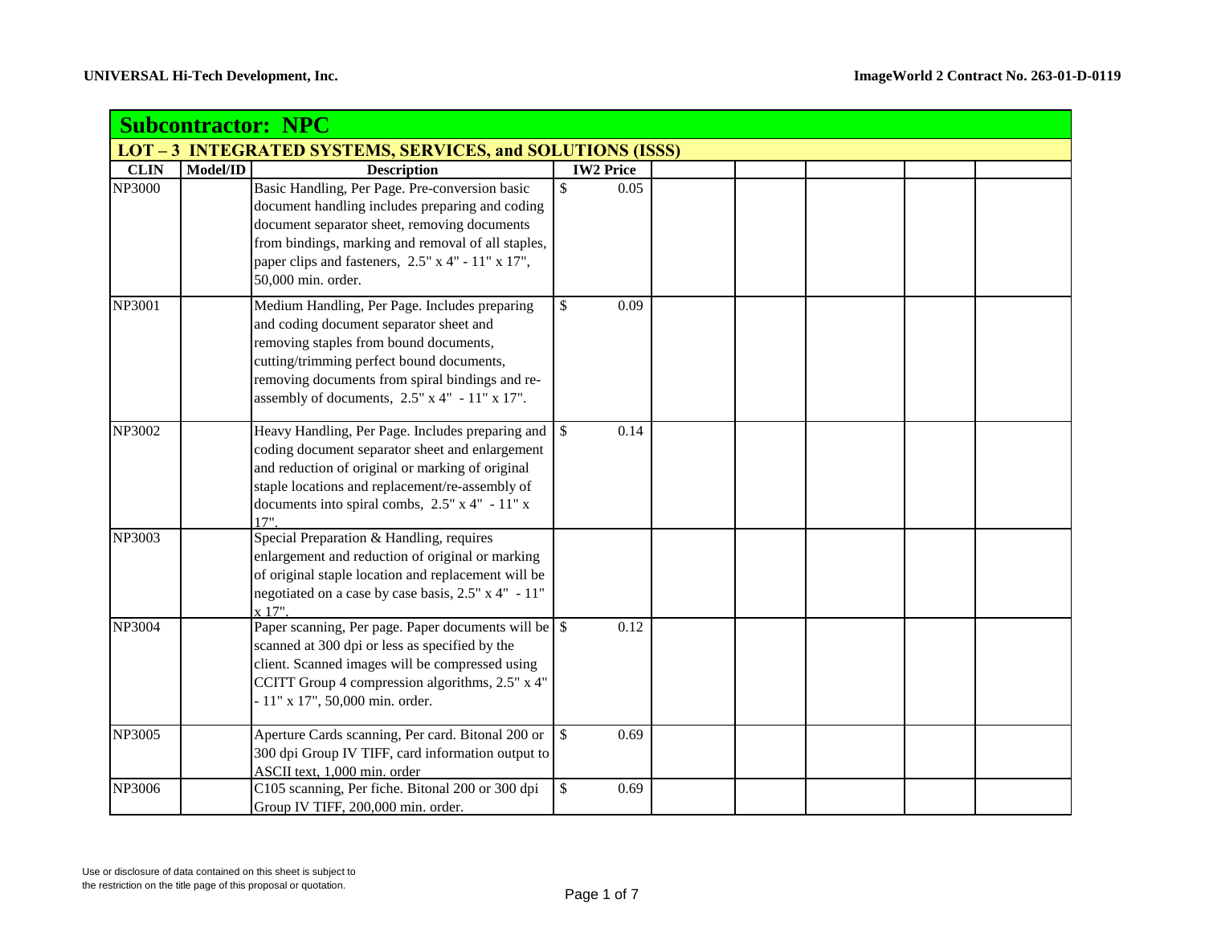## Subcontractor: NPC

### LOT – 3 INTEGRATED SYSTEMS, SERVICES, and SOLUTIONS (ISSS)

| CLIN | Model/ID | Description | IW2 Price | | | | | |
|---|---|---|---|---|---|---|---|---|
| NP3000 | | Basic Handling, Per Page. Pre-conversion basic document handling includes preparing and coding document separator sheet, removing documents from bindings, marking and removal of all staples, paper clips and fasteners, 2.5" x 4" - 11" x 17", 50,000 min. order. | $ 0.05 | | | | | |
| NP3001 | | Medium Handling, Per Page. Includes preparing and coding document separator sheet and removing staples from bound documents, cutting/trimming perfect bound documents, removing documents from spiral bindings and re-assembly of documents, 2.5" x 4" - 11" x 17". | $ 0.09 | | | | | |
| NP3002 | | Heavy Handling, Per Page. Includes preparing and coding document separator sheet and enlargement and reduction of original or marking of original staple locations and replacement/re-assembly of documents into spiral combs, 2.5" x 4" - 11" x 17". | $ 0.14 | | | | | |
| NP3003 | | Special Preparation & Handling, requires enlargement and reduction of original or marking of original staple location and replacement will be negotiated on a case by case basis, 2.5" x 4" - 11" x 17". | | | | | | |
| NP3004 | | Paper scanning, Per page. Paper documents will be scanned at 300 dpi or less as specified by the client. Scanned images will be compressed using CCITT Group 4 compression algorithms, 2.5" x 4" - 11" x 17", 50,000 min. order. | $ 0.12 | | | | | |
| NP3005 | | Aperture Cards scanning, Per card. Bitonal 200 or 300 dpi Group IV TIFF, card information output to ASCII text, 1,000 min. order | $ 0.69 | | | | | |
| NP3006 | | C105 scanning, Per fiche. Bitonal 200 or 300 dpi Group IV TIFF, 200,000 min. order. | $ 0.69 | | | | | |

Use or disclosure of data contained on this sheet is subject to the restriction on the title page of this proposal or quotation.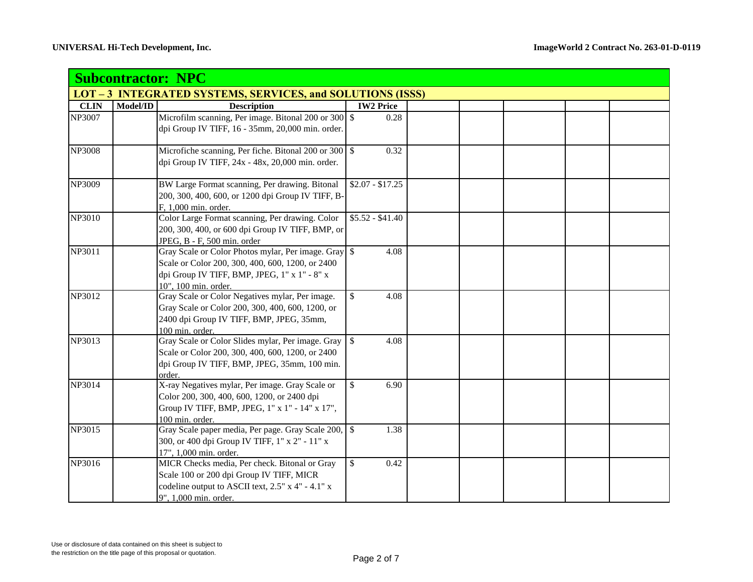## Subcontractor: NPC

### LOT – 3 INTEGRATED SYSTEMS, SERVICES, and SOLUTIONS (ISSS)

| CLIN | Model/ID | Description | IW2 Price | | | | | |
|---|---|---|---|---|---|---|---|---|
| NP3007 | | Microfilm scanning, Per image. Bitonal 200 or 300 dpi Group IV TIFF, 16 - 35mm, 20,000 min. order. | $ 0.28 | | | | | |
| NP3008 | | Microfiche scanning, Per fiche. Bitonal 200 or 300 dpi Group IV TIFF, 24x - 48x, 20,000 min. order. | $ 0.32 | | | | | |
| NP3009 | | BW Large Format scanning, Per drawing. Bitonal 200, 300, 400, 600, or 1200 dpi Group IV TIFF, B-F, 1,000 min. order. | $2.07 - $17.25 | | | | | |
| NP3010 | | Color Large Format scanning, Per drawing. Color 200, 300, 400, or 600 dpi Group IV TIFF, BMP, or JPEG, B - F, 500 min. order | $5.52 - $41.40 | | | | | |
| NP3011 | | Gray Scale or Color Photos mylar, Per image. Gray Scale or Color 200, 300, 400, 600, 1200, or 2400 dpi Group IV TIFF, BMP, JPEG, 1" x 1" - 8" x 10", 100 min. order. | $ 4.08 | | | | | |
| NP3012 | | Gray Scale or Color Negatives mylar, Per image. Gray Scale or Color 200, 300, 400, 600, 1200, or 2400 dpi Group IV TIFF, BMP, JPEG, 35mm, 100 min. order. | $ 4.08 | | | | | |
| NP3013 | | Gray Scale or Color Slides mylar, Per image. Gray Scale or Color 200, 300, 400, 600, 1200, or 2400 dpi Group IV TIFF, BMP, JPEG, 35mm, 100 min. order. | $ 4.08 | | | | | |
| NP3014 | | X-ray Negatives mylar, Per image. Gray Scale or Color 200, 300, 400, 600, 1200, or 2400 dpi Group IV TIFF, BMP, JPEG, 1" x 1" - 14" x 17", 100 min. order. | $ 6.90 | | | | | |
| NP3015 | | Gray Scale paper media, Per page. Gray Scale 200, 300, or 400 dpi Group IV TIFF, 1" x 2" - 11" x 17", 1,000 min. order. | $ 1.38 | | | | | |
| NP3016 | | MICR Checks media, Per check. Bitonal or Gray Scale 100 or 200 dpi Group IV TIFF, MICR codeline output to ASCII text, 2.5" x 4" - 4.1" x 9", 1,000 min. order. | $ 0.42 | | | | | |

Use or disclosure of data contained on this sheet is subject to the restriction on the title page of this proposal or quotation.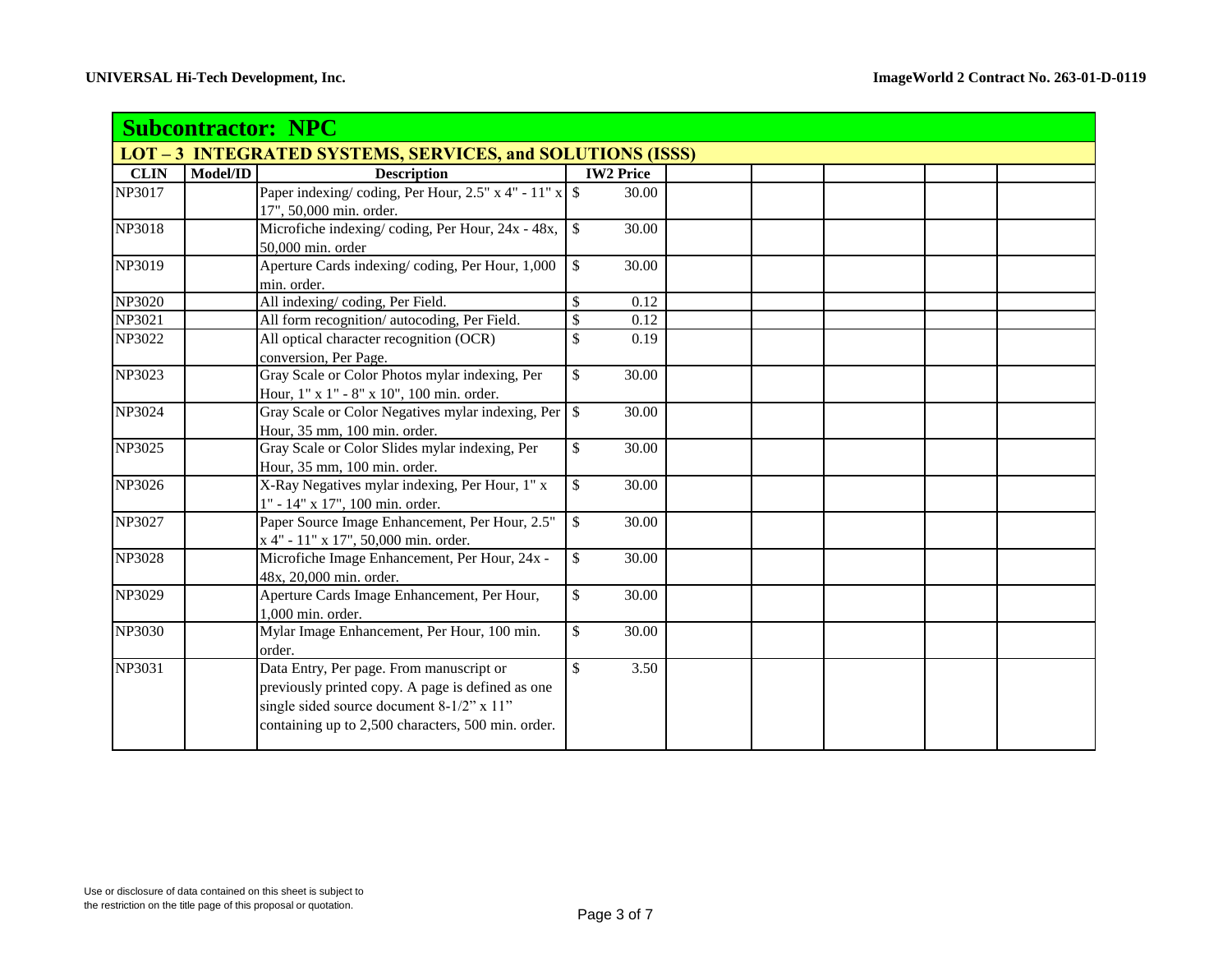## Subcontractor: NPC

### LOT – 3 INTEGRATED SYSTEMS, SERVICES, and SOLUTIONS (ISSS)

| CLIN | Model/ID | Description | IW2 Price | | | | | |
|---|---|---|---|---|---|---|---|---|
| NP3017 | | Paper indexing/ coding, Per Hour, 2.5" x 4" - 11" x 17", 50,000 min. order. | $ 30.00 | | | | | |
| NP3018 | | Microfiche indexing/ coding, Per Hour, 24x - 48x, 50,000 min. order | $ 30.00 | | | | | |
| NP3019 | | Aperture Cards indexing/ coding, Per Hour, 1,000 min. order. | $ 30.00 | | | | | |
| NP3020 | | All indexing/ coding, Per Field. | $ 0.12 | | | | | |
| NP3021 | | All form recognition/ autocoding, Per Field. | $ 0.12 | | | | | |
| NP3022 | | All optical character recognition (OCR) conversion, Per Page. | $ 0.19 | | | | | |
| NP3023 | | Gray Scale or Color Photos mylar indexing, Per Hour, 1" x 1" - 8" x 10", 100 min. order. | $ 30.00 | | | | | |
| NP3024 | | Gray Scale or Color Negatives mylar indexing, Per Hour, 35 mm, 100 min. order. | $ 30.00 | | | | | |
| NP3025 | | Gray Scale or Color Slides mylar indexing, Per Hour, 35 mm, 100 min. order. | $ 30.00 | | | | | |
| NP3026 | | X-Ray Negatives mylar indexing, Per Hour, 1" x 1" - 14" x 17", 100 min. order. | $ 30.00 | | | | | |
| NP3027 | | Paper Source Image Enhancement, Per Hour, 2.5" x 4" - 11" x 17", 50,000 min. order. | $ 30.00 | | | | | |
| NP3028 | | Microfiche Image Enhancement, Per Hour, 24x - 48x, 20,000 min. order. | $ 30.00 | | | | | |
| NP3029 | | Aperture Cards Image Enhancement, Per Hour, 1,000 min. order. | $ 30.00 | | | | | |
| NP3030 | | Mylar Image Enhancement, Per Hour, 100 min. order. | $ 30.00 | | | | | |
| NP3031 | | Data Entry, Per page. From manuscript or previously printed copy. A page is defined as one single sided source document 8-1/2" x 11" containing up to 2,500 characters, 500 min. order. | $ 3.50 | | | | | |

Use or disclosure of data contained on this sheet is subject to the restriction on the title page of this proposal or quotation.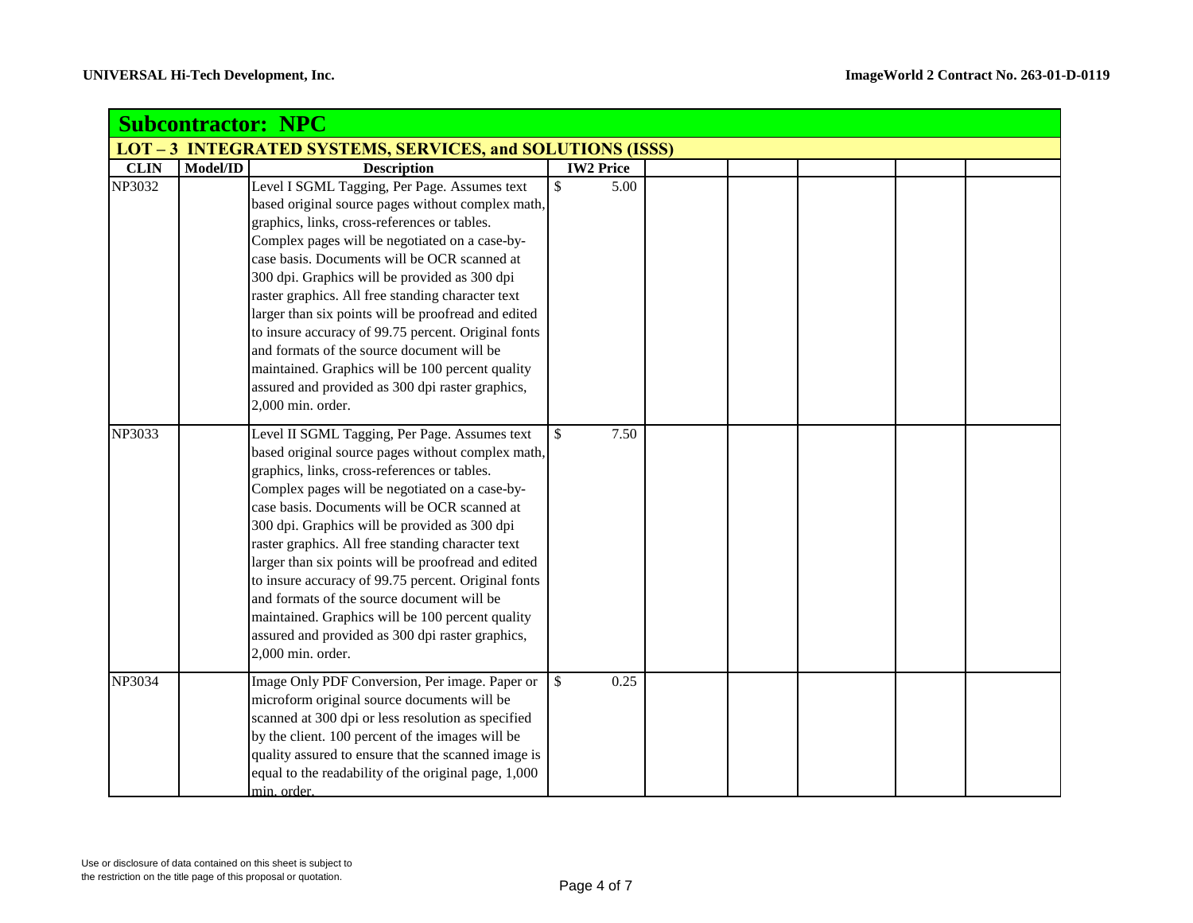## Subcontractor: NPC

### LOT – 3 INTEGRATED SYSTEMS, SERVICES, and SOLUTIONS (ISSS)

| CLIN | Model/ID | Description | IW2 Price | | | | | |
|---|---|---|---|---|---|---|---|---|
| NP3032 | | Level I SGML Tagging, Per Page. Assumes text based original source pages without complex math, graphics, links, cross-references or tables. Complex pages will be negotiated on a case-by-case basis. Documents will be OCR scanned at 300 dpi. Graphics will be provided as 300 dpi raster graphics. All free standing character text larger than six points will be proofread and edited to insure accuracy of 99.75 percent. Original fonts and formats of the source document will be maintained. Graphics will be 100 percent quality assured and provided as 300 dpi raster graphics, 2,000 min. order. | $ 5.00 | | | | | |
| NP3033 | | Level II SGML Tagging, Per Page. Assumes text based original source pages without complex math, graphics, links, cross-references or tables. Complex pages will be negotiated on a case-by-case basis. Documents will be OCR scanned at 300 dpi. Graphics will be provided as 300 dpi raster graphics. All free standing character text larger than six points will be proofread and edited to insure accuracy of 99.75 percent. Original fonts and formats of the source document will be maintained. Graphics will be 100 percent quality assured and provided as 300 dpi raster graphics, 2,000 min. order. | $ 7.50 | | | | | |
| NP3034 | | Image Only PDF Conversion, Per image. Paper or microform original source documents will be scanned at 300 dpi or less resolution as specified by the client. 100 percent of the images will be quality assured to ensure that the scanned image is equal to the readability of the original page, 1,000 min. order. | $ 0.25 | | | | | |

Use or disclosure of data contained on this sheet is subject to the restriction on the title page of this proposal or quotation.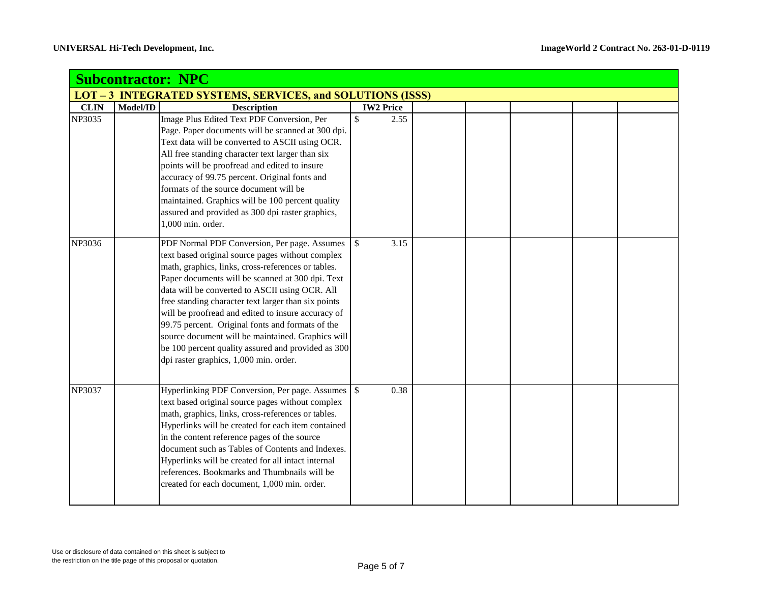## Subcontractor: NPC

### LOT – 3 INTEGRATED SYSTEMS, SERVICES, and SOLUTIONS (ISSS)

| CLIN | Model/ID | Description | IW2 Price | | | | | |
|---|---|---|---|---|---|---|---|---|
| NP3035 | | Image Plus Edited Text PDF Conversion, Per Page. Paper documents will be scanned at 300 dpi. Text data will be converted to ASCII using OCR. All free standing character text larger than six points will be proofread and edited to insure accuracy of 99.75 percent. Original fonts and formats of the source document will be maintained. Graphics will be 100 percent quality assured and provided as 300 dpi raster graphics, 1,000 min. order. | $ 2.55 | | | | | |
| NP3036 | | PDF Normal PDF Conversion, Per page. Assumes text based original source pages without complex math, graphics, links, cross-references or tables. Paper documents will be scanned at 300 dpi. Text data will be converted to ASCII using OCR. All free standing character text larger than six points will be proofread and edited to insure accuracy of 99.75 percent. Original fonts and formats of the source document will be maintained. Graphics will be 100 percent quality assured and provided as 300 dpi raster graphics, 1,000 min. order. | $ 3.15 | | | | | |
| NP3037 | | Hyperlinking PDF Conversion, Per page. Assumes text based original source pages without complex math, graphics, links, cross-references or tables. Hyperlinks will be created for each item contained in the content reference pages of the source document such as Tables of Contents and Indexes. Hyperlinks will be created for all intact internal references. Bookmarks and Thumbnails will be created for each document, 1,000 min. order. | $ 0.38 | | | | | |

Use or disclosure of data contained on this sheet is subject to the restriction on the title page of this proposal or quotation.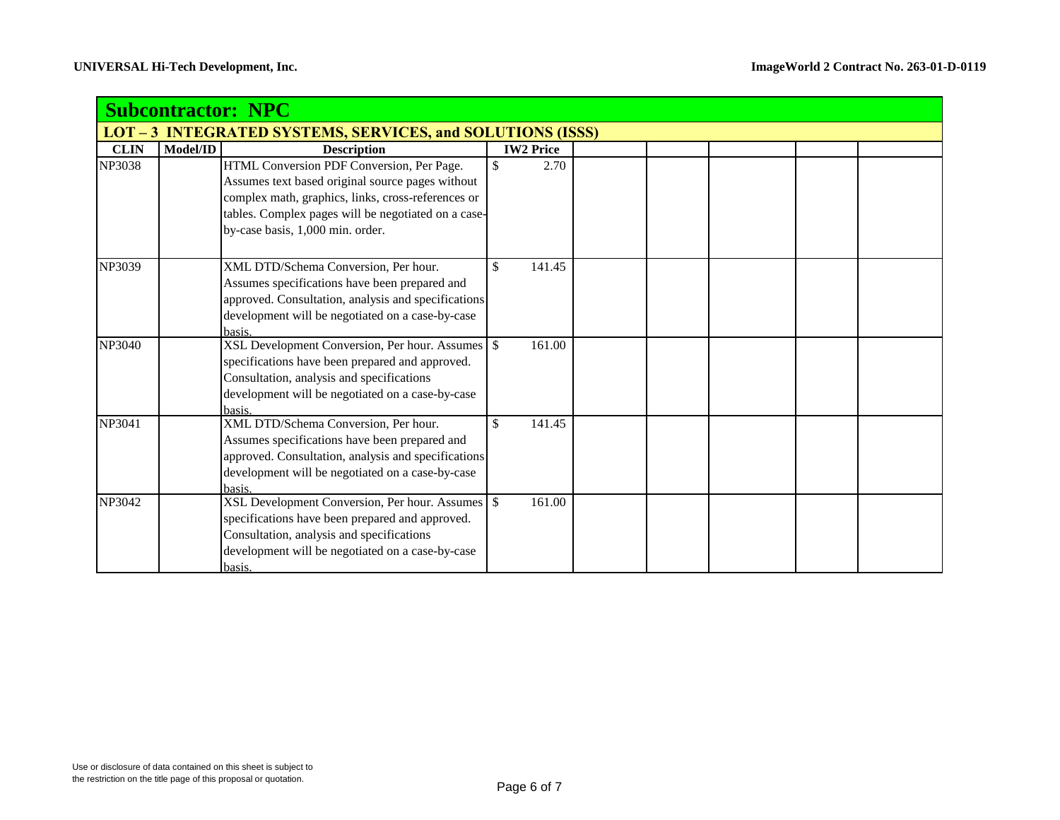| **Subcontractor: NPC** | | | | | | | | |
|---|---|---|---|---|---|---|---|---|
| **LOT – 3 INTEGRATED SYSTEMS, SERVICES, and SOLUTIONS (ISSS)** | | | | | | | | |
| **CLIN** | **Model/ID** | **Description** | **IW2 Price** | | | | | |
| NP3038 | | HTML Conversion PDF Conversion, Per Page. Assumes text based original source pages without complex math, graphics, links, cross-references or tables. Complex pages will be negotiated on a case-by-case basis, 1,000 min. order. | $ 2.70 | | | | | |
| NP3039 | | XML DTD/Schema Conversion, Per hour. Assumes specifications have been prepared and approved. Consultation, analysis and specifications development will be negotiated on a case-by-case basis. | $ 141.45 | | | | | |
| NP3040 | | XSL Development Conversion, Per hour. Assumes specifications have been prepared and approved. Consultation, analysis and specifications development will be negotiated on a case-by-case basis. | $ 161.00 | | | | | |
| NP3041 | | XML DTD/Schema Conversion, Per hour. Assumes specifications have been prepared and approved. Consultation, analysis and specifications development will be negotiated on a case-by-case basis. | $ 141.45 | | | | | |
| NP3042 | | XSL Development Conversion, Per hour. Assumes specifications have been prepared and approved. Consultation, analysis and specifications development will be negotiated on a case-by-case basis. | $ 161.00 | | | | | |

Use or disclosure of data contained on this sheet is subject to the restriction on the title page of this proposal or quotation.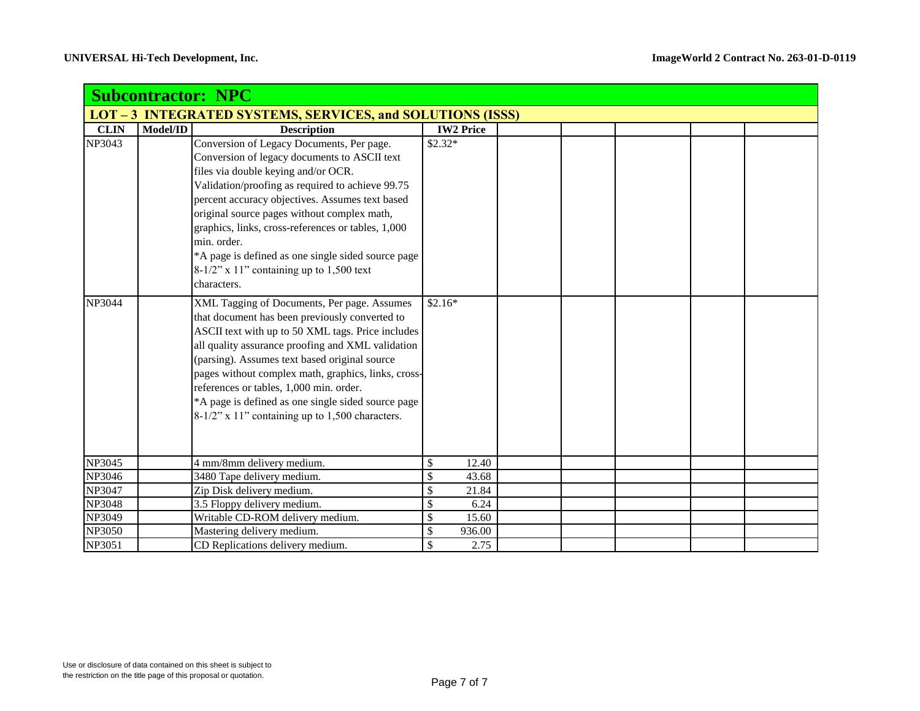## Subcontractor: NPC

### LOT – 3 INTEGRATED SYSTEMS, SERVICES, and SOLUTIONS (ISSS)

| CLIN | Model/ID | Description | IW2 Price | | | | | |
|---|---|---|---|---|---|---|---|---|
| NP3043 | | Conversion of Legacy Documents, Per page. Conversion of legacy documents to ASCII text files via double keying and/or OCR. Validation/proofing as required to achieve 99.75 percent accuracy objectives. Assumes text based original source pages without complex math, graphics, links, cross-references or tables, 1,000 min. order. *A page is defined as one single sided source page 8-1/2" x 11" containing up to 1,500 text characters. | $2.32* | | | | | |
| NP3044 | | XML Tagging of Documents, Per page. Assumes that document has been previously converted to ASCII text with up to 50 XML tags. Price includes all quality assurance proofing and XML validation (parsing). Assumes text based original source pages without complex math, graphics, links, cross-references or tables, 1,000 min. order. *A page is defined as one single sided source page 8-1/2" x 11" containing up to 1,500 characters. | $2.16* | | | | | |
| NP3045 | | 4 mm/8mm delivery medium. | $ 12.40 | | | | | |
| NP3046 | | 3480 Tape delivery medium. | $ 43.68 | | | | | |
| NP3047 | | Zip Disk delivery medium. | $ 21.84 | | | | | |
| NP3048 | | 3.5 Floppy delivery medium. | $ 6.24 | | | | | |
| NP3049 | | Writable CD-ROM delivery medium. | $ 15.60 | | | | | |
| NP3050 | | Mastering delivery medium. | $ 936.00 | | | | | |
| NP3051 | | CD Replications delivery medium. | $ 2.75 | | | | | |

Use or disclosure of data contained on this sheet is subject to the restriction on the title page of this proposal or quotation.